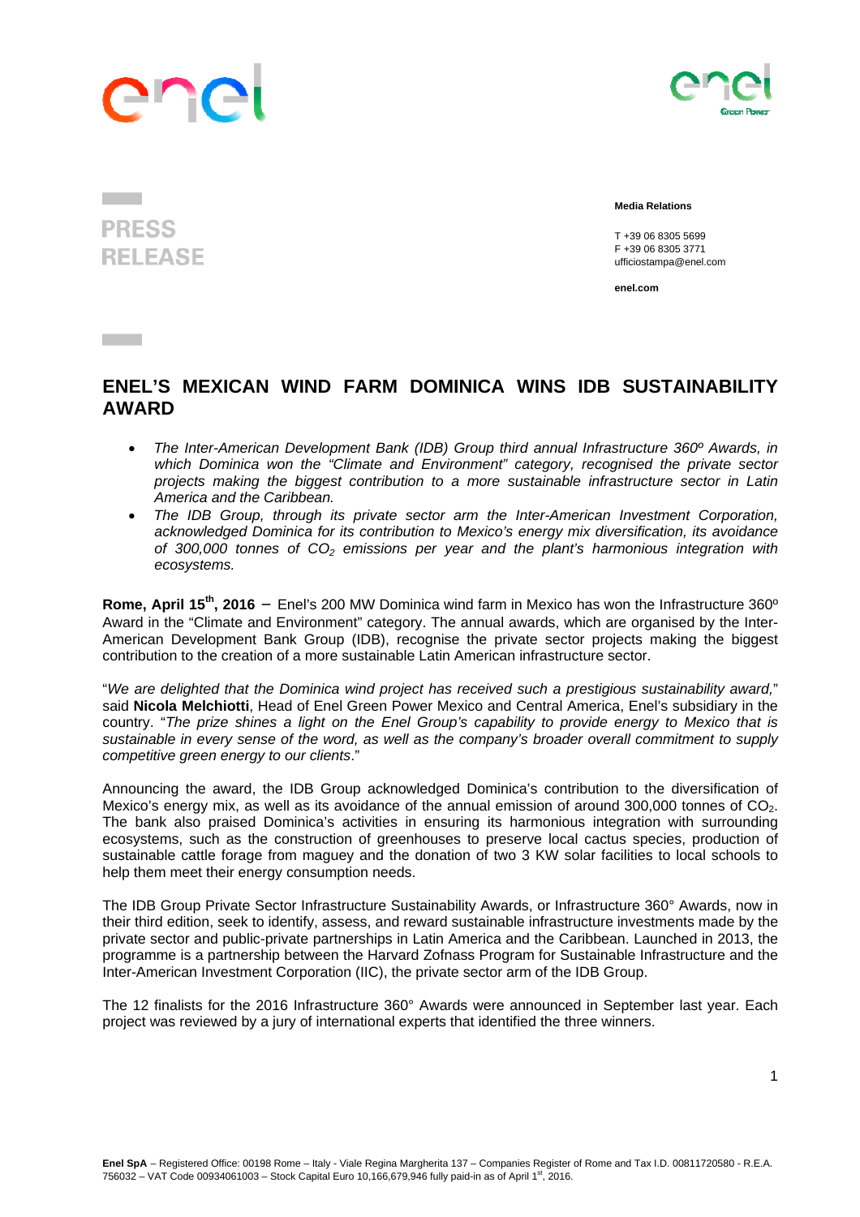PRESS RELEASE

**Media Relations**

T +39 06 8305 5699
F +39 06 8305 3771
ufficiostampa@enel.com

**enel.com**

# ENEL'S MEXICAN WIND FARM DOMINICA WINS IDB SUSTAINABILITY AWARD

- *The Inter-American Development Bank (IDB) Group third annual Infrastructure 360º Awards, in which Dominica won the "Climate and Environment" category, recognised the private sector projects making the biggest contribution to a more sustainable infrastructure sector in Latin America and the Caribbean.*
- *The IDB Group, through its private sector arm the Inter-American Investment Corporation, acknowledged Dominica for its contribution to Mexico's energy mix diversification, its avoidance of 300,000 tonnes of $CO_2$ emissions per year and the plant's harmonious integration with ecosystems.*

**Rome, April 15th, 2016** – Enel's 200 MW Dominica wind farm in Mexico has won the Infrastructure 360º Award in the "Climate and Environment" category. The annual awards, which are organised by the Inter-American Development Bank Group (IDB), recognise the private sector projects making the biggest contribution to the creation of a more sustainable Latin American infrastructure sector.

"*We are delighted that the Dominica wind project has received such a prestigious sustainability award,*" said **Nicola Melchiotti**, Head of Enel Green Power Mexico and Central America, Enel's subsidiary in the country. "*The prize shines a light on the Enel Group's capability to provide energy to Mexico that is sustainable in every sense of the word, as well as the company's broader overall commitment to supply competitive green energy to our clients*."

Announcing the award, the IDB Group acknowledged Dominica's contribution to the diversification of Mexico's energy mix, as well as its avoidance of the annual emission of around 300,000 tonnes of $CO_2$. The bank also praised Dominica's activities in ensuring its harmonious integration with surrounding ecosystems, such as the construction of greenhouses to preserve local cactus species, production of sustainable cattle forage from maguey and the donation of two 3 KW solar facilities to local schools to help them meet their energy consumption needs.

The IDB Group Private Sector Infrastructure Sustainability Awards, or Infrastructure 360° Awards, now in their third edition, seek to identify, assess, and reward sustainable infrastructure investments made by the private sector and public-private partnerships in Latin America and the Caribbean. Launched in 2013, the programme is a partnership between the Harvard Zofnass Program for Sustainable Infrastructure and the Inter-American Investment Corporation (IIC), the private sector arm of the IDB Group.

The 12 finalists for the 2016 Infrastructure 360° Awards were announced in September last year. Each project was reviewed by a jury of international experts that identified the three winners.

**Enel SpA** – Registered Office: 00198 Rome – Italy - Viale Regina Margherita 137 – Companies Register of Rome and Tax I.D. 00811720580 - R.E.A. 756032 – VAT Code 00934061003 – Stock Capital Euro 10,166,679,946 fully paid-in as of April 1st, 2016.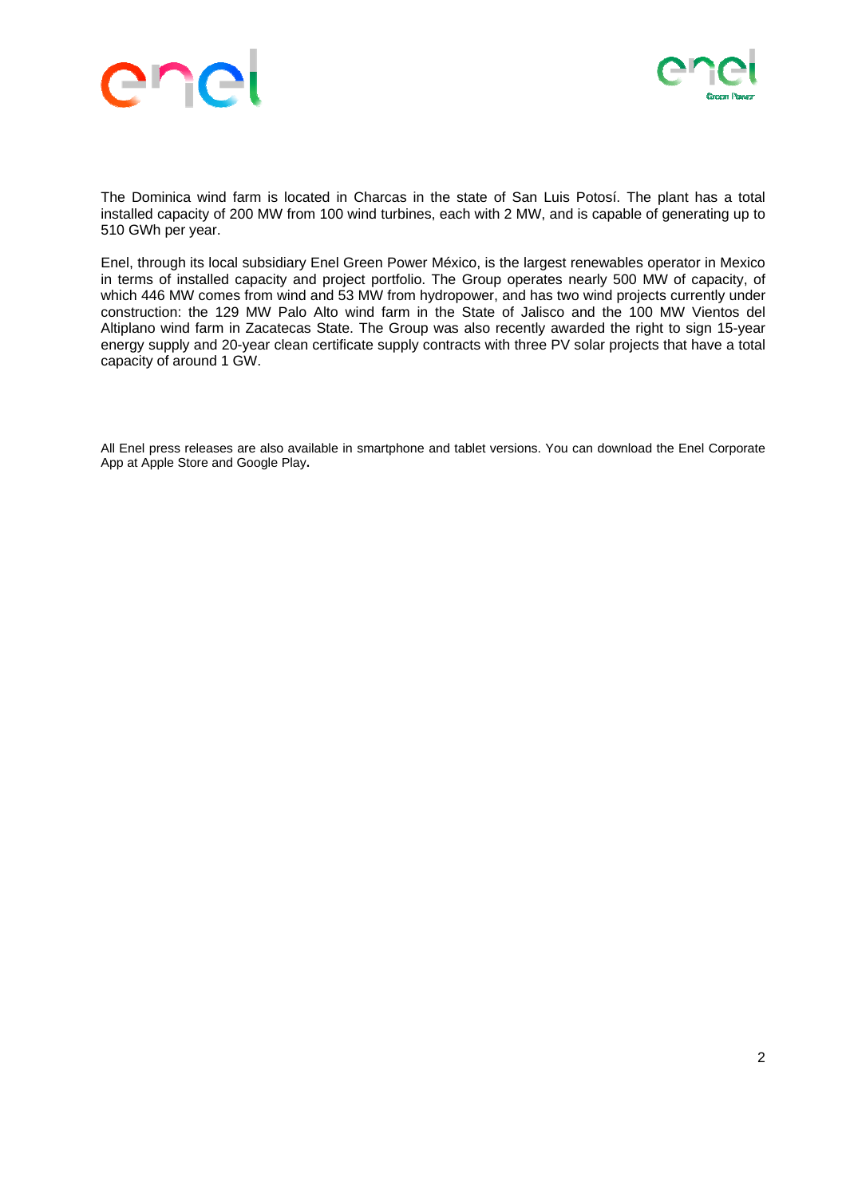The Dominica wind farm is located in Charcas in the state of San Luis Potosí. The plant has a total installed capacity of 200 MW from 100 wind turbines, each with 2 MW, and is capable of generating up to 510 GWh per year.

Enel, through its local subsidiary Enel Green Power México, is the largest renewables operator in Mexico in terms of installed capacity and project portfolio. The Group operates nearly 500 MW of capacity, of which 446 MW comes from wind and 53 MW from hydropower, and has two wind projects currently under construction: the 129 MW Palo Alto wind farm in the State of Jalisco and the 100 MW Vientos del Altiplano wind farm in Zacatecas State. The Group was also recently awarded the right to sign 15-year energy supply and 20-year clean certificate supply contracts with three PV solar projects that have a total capacity of around 1 GW.

All Enel press releases are also available in smartphone and tablet versions. You can download the Enel Corporate App at Apple Store and Google Play**.**